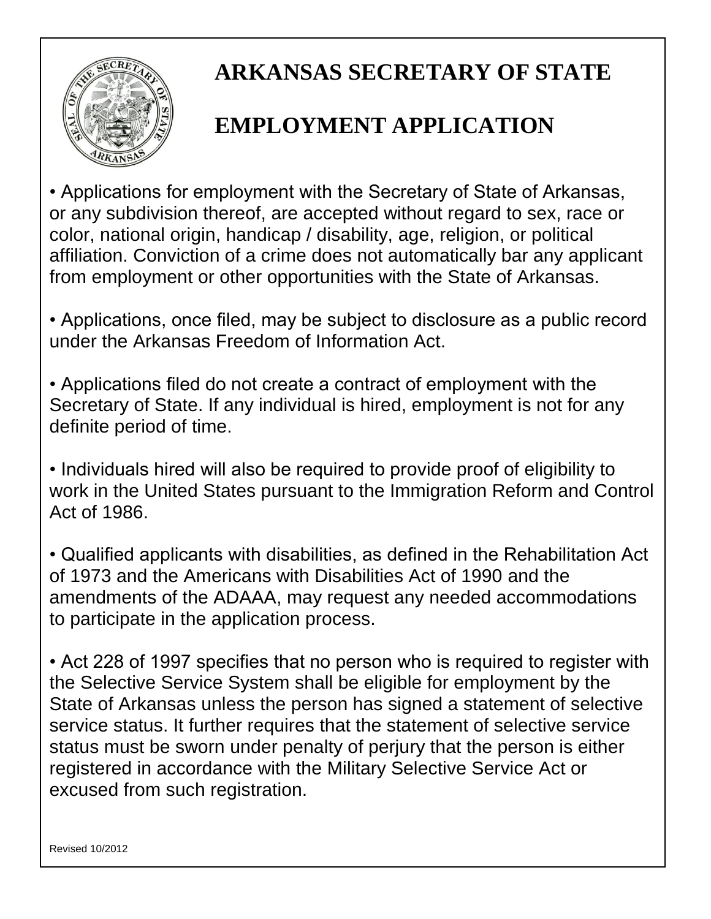# ARKANSAS SECRETARY OF STATE

# EMPLOYMENT APPLICATION

• Applications for employment with the Secretary of State of Arkansas, or any subdivision thereof, are accepted without regard to sex, race or color, national origin, handicap / disability, age, religion, or political affiliation. Conviction of a crime does not automatically bar any applicant from employment or other opportunities with the State of Arkansas.

• Applications, once filed, may be subject to disclosure as a public record under the Arkansas Freedom of Information Act.

• Applications filed do not create a contract of employment with the Secretary of State. If any individual is hired, employment is not for any definite period of time.

• Individuals hired will also be required to provide proof of eligibility to work in the United States pursuant to the Immigration Reform and Control Act of 1986.

• Qualified applicants with disabilities, as defined in the Rehabilitation Act of 1973 and the Americans with Disabilities Act of 1990 and the amendments of the ADAAA, may request any needed accommodations to participate in the application process.

• Act 228 of 1997 specifies that no person who is required to register with the Selective Service System shall be eligible for employment by the State of Arkansas unless the person has signed a statement of selective service status. It further requires that the statement of selective service status must be sworn under penalty of perjury that the person is either registered in accordance with the Military Selective Service Act or excused from such registration.

Revised 10/2012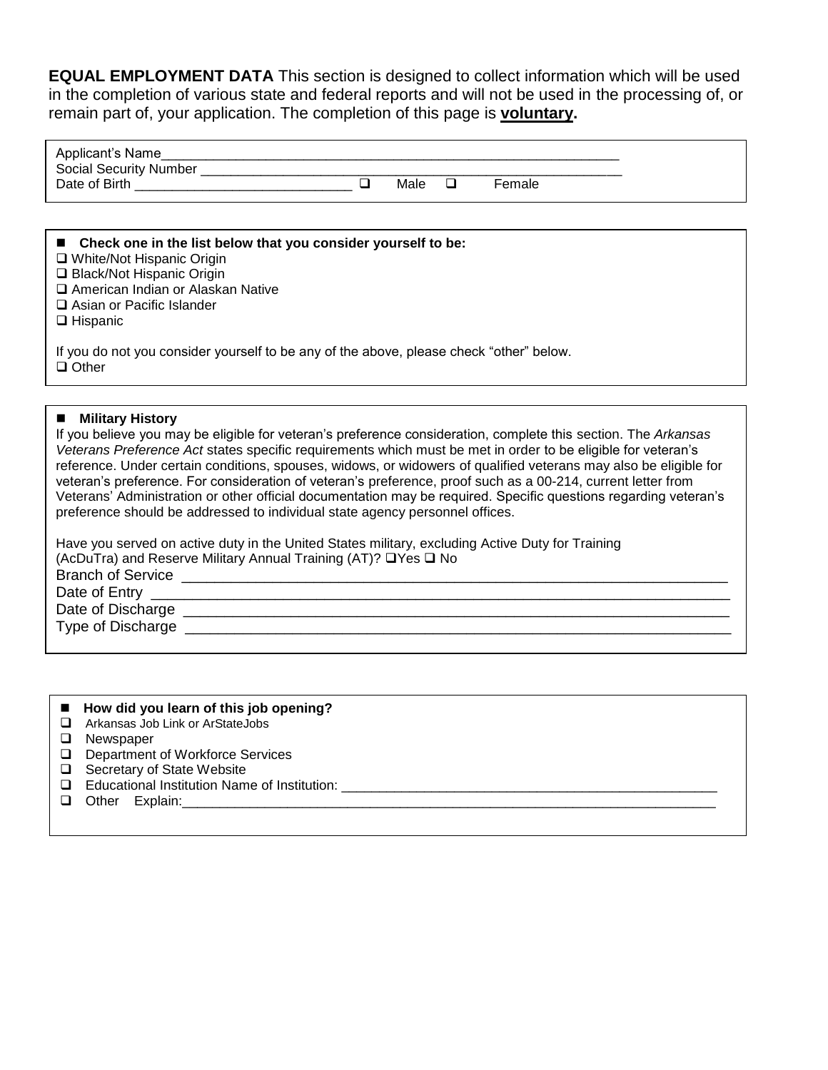**EQUAL EMPLOYMENT DATA** This section is designed to collect information which will be used in the completion of various state and federal reports and will not be used in the processing of, or remain part of, your application. The completion of this page is **voluntary.**

Applicant's Name\_\_\_\_\_\_\_\_\_\_\_\_\_\_\_\_\_\_\_\_\_\_\_\_\_\_\_\_\_\_\_\_\_\_\_\_\_\_\_\_\_\_\_\_\_\_\_\_\_\_\_\_\_\_\_\_\_\_\_\_

Social Security Number \_\_\_\_\_\_\_\_\_\_\_\_\_\_\_\_\_\_\_\_\_\_\_\_\_\_\_\_\_\_\_\_\_\_\_\_\_\_\_\_\_\_\_\_\_\_\_\_\_\_\_\_\_\_\_\_

Date of Birth \_\_\_\_\_\_\_\_\_\_\_\_\_\_\_\_\_\_\_\_\_\_\_\_\_\_\_\_\_\_ ☐ Male ☐ Female

- **Check one in the list below that you consider yourself to be:**

☐ White/Not Hispanic Origin
☐ Black/Not Hispanic Origin
☐ American Indian or Alaskan Native
☐ Asian or Pacific Islander
☐ Hispanic

If you do not you consider yourself to be any of the above, please check "other" below.
☐ Other

- **Military History**

If you believe you may be eligible for veteran's preference consideration, complete this section. The *Arkansas Veterans Preference Act* states specific requirements which must be met in order to be eligible for veteran's reference. Under certain conditions, spouses, widows, or widowers of qualified veterans may also be eligible for veteran's preference. For consideration of veteran's preference, proof such as a 00-214, current letter from Veterans' Administration or other official documentation may be required. Specific questions regarding veteran's preference should be addressed to individual state agency personnel offices.

Have you served on active duty in the United States military, excluding Active Duty for Training (AcDuTra) and Reserve Military Annual Training (AT)? ☐Yes ☐ No

Branch of Service \_\_\_\_\_\_\_\_\_\_\_\_\_\_\_\_\_\_\_\_\_\_\_\_\_\_\_\_\_\_\_\_\_\_\_\_\_\_\_\_\_\_\_\_\_\_\_\_\_\_\_\_\_\_\_\_\_\_\_\_\_\_

Date of Entry \_\_\_\_\_\_\_\_\_\_\_\_\_\_\_\_\_\_\_\_\_\_\_\_\_\_\_\_\_\_\_\_\_\_\_\_\_\_\_\_\_\_\_\_\_\_\_\_\_\_\_\_\_\_\_\_\_\_\_\_\_\_\_\_\_

Date of Discharge \_\_\_\_\_\_\_\_\_\_\_\_\_\_\_\_\_\_\_\_\_\_\_\_\_\_\_\_\_\_\_\_\_\_\_\_\_\_\_\_\_\_\_\_\_\_\_\_\_\_\_\_\_\_\_\_\_\_\_\_\_\_

Type of Discharge \_\_\_\_\_\_\_\_\_\_\_\_\_\_\_\_\_\_\_\_\_\_\_\_\_\_\_\_\_\_\_\_\_\_\_\_\_\_\_\_\_\_\_\_\_\_\_\_\_\_\_\_\_\_\_\_\_\_\_\_\_\_

- **How did you learn of this job opening?**

☐ Arkansas Job Link or ArStateJobs
☐ Newspaper
☐ Department of Workforce Services
☐ Secretary of State Website
☐ Educational Institution Name of Institution: \_\_\_\_\_\_\_\_\_\_\_\_\_\_\_\_\_\_\_\_\_\_\_\_\_\_\_\_\_\_\_\_\_\_\_\_\_\_\_\_\_\_\_\_\_\_\_
☐ Other Explain:\_\_\_\_\_\_\_\_\_\_\_\_\_\_\_\_\_\_\_\_\_\_\_\_\_\_\_\_\_\_\_\_\_\_\_\_\_\_\_\_\_\_\_\_\_\_\_\_\_\_\_\_\_\_\_\_\_\_\_\_\_\_\_\_\_\_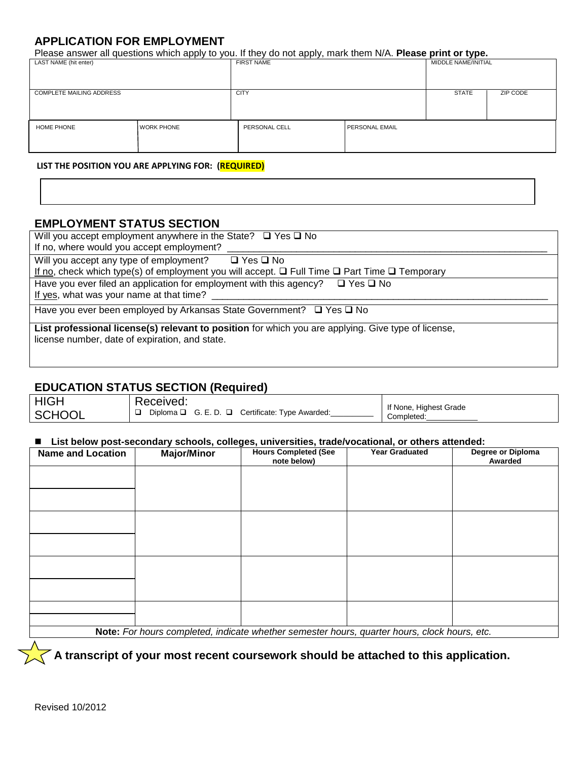## APPLICATION FOR EMPLOYMENT

Please answer all questions which apply to you. If they do not apply, mark them N/A. **Please print or type.**

| LAST NAME (hit enter) | | FIRST NAME | | MIDDLE NAME/INITIAL | |
|---|---|---|---|---|---|
| | | | | | |
| COMPLETE MAILING ADDRESS | | CITY | | STATE | ZIP CODE |
| | | | | | |
| HOME PHONE | WORK PHONE | PERSONAL CELL | PERSONAL EMAIL | | |
| | | | | | |

**LIST THE POSITION YOU ARE APPLYING FOR: (REQUIRED)**

## EMPLOYMENT STATUS SECTION

Will you accept employment anywhere in the State? ❑ Yes ❑ No
If no, where would you accept employment? ___________________________

Will you accept any type of employment? ❑ Yes ❑ No
If no, check which type(s) of employment you will accept. ❑ Full Time ❑ Part Time ❑ Temporary

Have you ever filed an application for employment with this agency? ❑ Yes ❑ No
If yes, what was your name at that time? ___________________________

Have you ever been employed by Arkansas State Government? ❑ Yes ❑ No

**List professional license(s) relevant to position** for which you are applying. Give type of license, license number, date of expiration, and state.

## EDUCATION STATUS SECTION (Required)

| HIGH SCHOOL | Received: ❑ Diploma ❑ G. E. D. ❑ Certificate: Type Awarded:__________ | If None, Highest Grade Completed:___________ |
|---|---|---|

- **List below post-secondary schools, colleges, universities, trade/vocational, or others attended:**

| Name and Location | Major/Minor | Hours Completed (See note below) | Year Graduated | Degree or Diploma Awarded |
|---|---|---|---|---|
| | | | | |
| | | | | |
| | | | | |
| | | | | |

**Note:** *For hours completed, indicate whether semester hours, quarter hours, clock hours, etc.*

**A transcript of your most recent coursework should be attached to this application.**

Revised 10/2012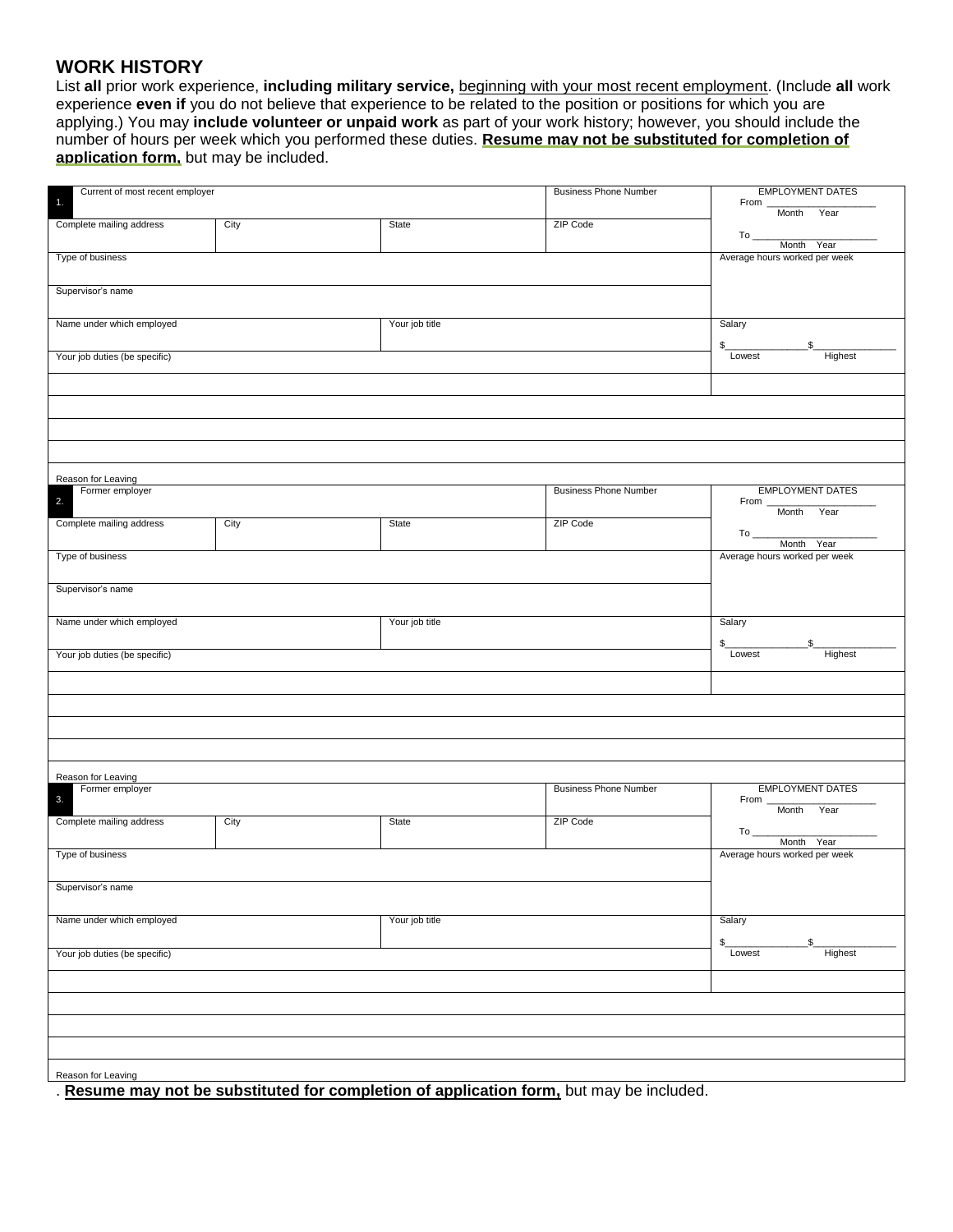## WORK HISTORY

List **all** prior work experience, **including military service,** beginning with your most recent employment. (Include **all** work experience **even if** you do not believe that experience to be related to the position or positions for which you are applying.) You may **include volunteer or unpaid work** as part of your work history; however, you should include the number of hours per week which you performed these duties. **Resume may not be substituted for completion of application form,** but may be included.

| 1. Current of most recent employer | | | Business Phone Number | EMPLOYMENT DATES<br>From ____________ Month Year |
|---|---|---|---|---|
| Complete mailing address | City | State | ZIP Code | To ____________ Month Year |
| Type of business | | | | Average hours worked per week |
| Supervisor's name | | | | |
| Name under which employed | | Your job title | | Salary<br>$__________ $__________<br>Lowest Highest |
| Your job duties (be specific) | | | | |
| | | | | |
| | | | | |
| | | | | |
| | | | | |
| Reason for Leaving | | | | |

| 2. Former employer | | | Business Phone Number | EMPLOYMENT DATES<br>From ____________ Month Year |
|---|---|---|---|---|
| Complete mailing address | City | State | ZIP Code | To ____________ Month Year |
| Type of business | | | | Average hours worked per week |
| Supervisor's name | | | | |
| Name under which employed | | Your job title | | Salary<br>$__________ $__________<br>Lowest Highest |
| Your job duties (be specific) | | | | |
| | | | | |
| | | | | |
| | | | | |
| | | | | |
| Reason for Leaving | | | | |

| 3. Former employer | | | Business Phone Number | EMPLOYMENT DATES<br>From ____________ Month Year |
|---|---|---|---|---|
| Complete mailing address | City | State | ZIP Code | To ____________ Month Year |
| Type of business | | | | Average hours worked per week |
| Supervisor's name | | | | |
| Name under which employed | | Your job title | | Salary<br>$__________ $__________<br>Lowest Highest |
| Your job duties (be specific) | | | | |
| | | | | |
| | | | | |
| | | | | |
| | | | | |
| Reason for Leaving | | | | |

. **Resume may not be substituted for completion of application form,** but may be included.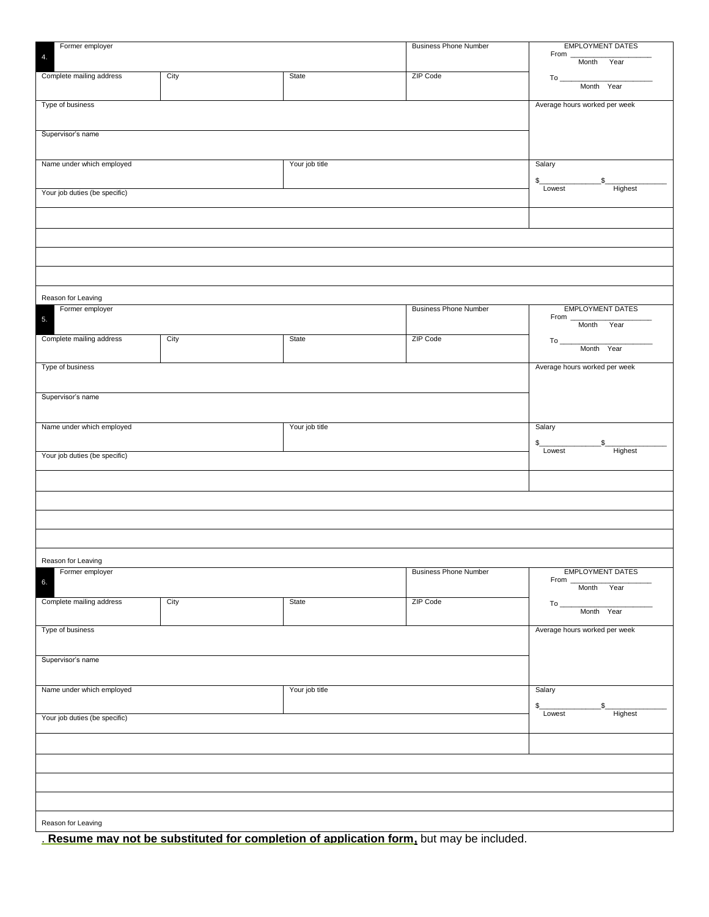| 4. Former employer | | | Business Phone Number | EMPLOYMENT DATES<br>From ____________ Month Year<br>To ____________ Month Year |
|---|---|---|---|---|
| Complete mailing address | City | State | ZIP Code | |
| Type of business | | | | Average hours worked per week |
| Supervisor's name | | | | |
| Name under which employed | | Your job title | | Salary<br>$________ $________<br>Lowest Highest |
| Your job duties (be specific) | | | | |
| | | | | |
| | | | | |
| | | | | |
| | | | | |
| Reason for Leaving | | | | |

| 5. Former employer | | | Business Phone Number | EMPLOYMENT DATES<br>From ____________ Month Year<br>To ____________ Month Year |
|---|---|---|---|---|
| Complete mailing address | City | State | ZIP Code | |
| Type of business | | | | Average hours worked per week |
| Supervisor's name | | | | |
| Name under which employed | | Your job title | | Salary<br>$________ $________<br>Lowest Highest |
| Your job duties (be specific) | | | | |
| | | | | |
| | | | | |
| | | | | |
| | | | | |
| Reason for Leaving | | | | |

| 6. Former employer | | | Business Phone Number | EMPLOYMENT DATES<br>From ____________ Month Year<br>To ____________ Month Year |
|---|---|---|---|---|
| Complete mailing address | City | State | ZIP Code | |
| Type of business | | | | Average hours worked per week |
| Supervisor's name | | | | |
| Name under which employed | | Your job title | | Salary<br>$________ $________<br>Lowest Highest |
| Your job duties (be specific) | | | | |
| | | | | |
| | | | | |
| | | | | |
| | | | | |
| Reason for Leaving | | | | |

. **Resume may not be substituted for completion of application form,** but may be included.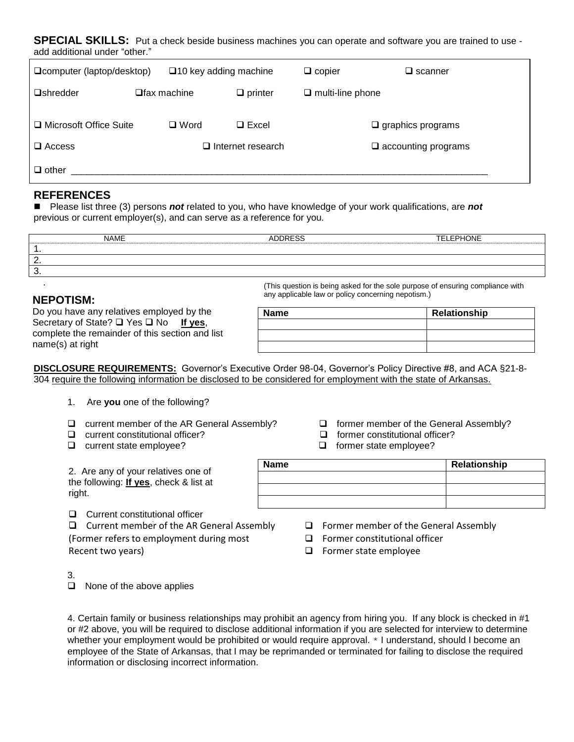**SPECIAL SKILLS:** Put a check beside business machines you can operate and software you are trained to use - add additional under "other."

| | | | |
|---|---|---|---|
| ❑ computer (laptop/desktop) | ❑ 10 key adding machine | ❑ copier | ❑ scanner |
| ❑ shredder | ❑ fax machine | ❑ printer | ❑ multi-line phone |
| ❑ Microsoft Office Suite | ❑ Word | ❑ Excel | ❑ graphics programs |
| ❑ Access | ❑ Internet research | | ❑ accounting programs |
| ❑ other ________________________________________________ | | | |

## REFERENCES

■ Please list three (3) persons ***not*** related to you, who have knowledge of your work qualifications, are ***not*** previous or current employer(s), and can serve as a reference for you.

| NAME | ADDRESS | TELEPHONE |
|---|---|---|
| 1. | | |
| 2. | | |
| 3. | | |

## NEPOTISM:

(This question is being asked for the sole purpose of ensuring compliance with any applicable law or policy concerning nepotism.)

Do you have any relatives employed by the Secretary of State? ❑ Yes ❑ No **If yes**, complete the remainder of this section and list name(s) at right

| Name | Relationship |
|---|---|
| | |
| | |
| | |

**DISCLOSURE REQUIREMENTS:** Governor's Executive Order 98-04, Governor's Policy Directive #8, and ACA §21-8-304 require the following information be disclosed to be considered for employment with the state of Arkansas.

1. Are **you** one of the following?

- ❑ current member of the AR General Assembly?
- ❑ current constitutional officer?
- ❑ current state employee?
- ❑ former member of the General Assembly?
- ❑ former constitutional officer?
- ❑ former state employee?

2. Are any of your relatives one of the following: **If yes**, check & list at right.

| Name | Relationship |
|---|---|
| | |
| | |
| | |

- ❑ Current constitutional officer
- ❑ Current member of the AR General Assembly
- ❑ Former member of the General Assembly
- ❑ Former constitutional officer
- ❑ Former state employee

(Former refers to employment during most Recent two years)

3.
❑ None of the above applies

4. Certain family or business relationships may prohibit an agency from hiring you. If any block is checked in #1 or #2 above, you will be required to disclose additional information if you are selected for interview to determine whether your employment would be prohibited or would require approval. * I understand, should I become an employee of the State of Arkansas, that I may be reprimanded or terminated for failing to disclose the required information or disclosing incorrect information.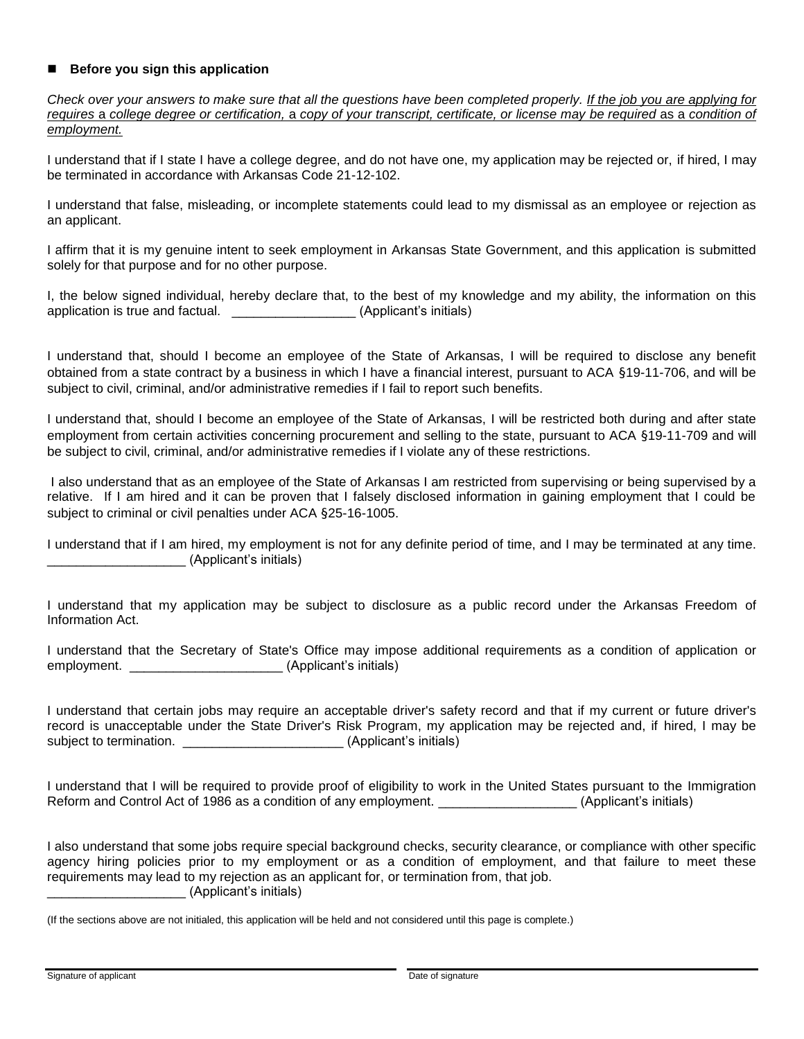## ■ Before you sign this application

*Check over your answers to make sure that all the questions have been completed properly. If the job you are applying for requires a college degree or certification, a copy of your transcript, certificate, or license may be required as a condition of employment.*

I understand that if I state I have a college degree, and do not have one, my application may be rejected or, if hired, I may be terminated in accordance with Arkansas Code 21-12-102.

I understand that false, misleading, or incomplete statements could lead to my dismissal as an employee or rejection as an applicant.

I affirm that it is my genuine intent to seek employment in Arkansas State Government, and this application is submitted solely for that purpose and for no other purpose.

I, the below signed individual, hereby declare that, to the best of my knowledge and my ability, the information on this application is true and factual. _________________ (Applicant's initials)

I understand that, should I become an employee of the State of Arkansas, I will be required to disclose any benefit obtained from a state contract by a business in which I have a financial interest, pursuant to ACA §19-11-706, and will be subject to civil, criminal, and/or administrative remedies if I fail to report such benefits.

I understand that, should I become an employee of the State of Arkansas, I will be restricted both during and after state employment from certain activities concerning procurement and selling to the state, pursuant to ACA §19-11-709 and will be subject to civil, criminal, and/or administrative remedies if I violate any of these restrictions.

I also understand that as an employee of the State of Arkansas I am restricted from supervising or being supervised by a relative. If I am hired and it can be proven that I falsely disclosed information in gaining employment that I could be subject to criminal or civil penalties under ACA §25-16-1005.

I understand that if I am hired, my employment is not for any definite period of time, and I may be terminated at any time. ___________________ (Applicant's initials)

I understand that my application may be subject to disclosure as a public record under the Arkansas Freedom of Information Act.

I understand that the Secretary of State's Office may impose additional requirements as a condition of application or employment. _____________________ (Applicant's initials)

I understand that certain jobs may require an acceptable driver's safety record and that if my current or future driver's record is unacceptable under the State Driver's Risk Program, my application may be rejected and, if hired, I may be subject to termination. ______________________ (Applicant's initials)

I understand that I will be required to provide proof of eligibility to work in the United States pursuant to the Immigration Reform and Control Act of 1986 as a condition of any employment. ___________________ (Applicant's initials)

I also understand that some jobs require special background checks, security clearance, or compliance with other specific agency hiring policies prior to my employment or as a condition of employment, and that failure to meet these requirements may lead to my rejection as an applicant for, or termination from, that job. ___________________ (Applicant's initials)

(If the sections above are not initialed, this application will be held and not considered until this page is complete.)

| Signature of applicant | Date of signature |
|---|---|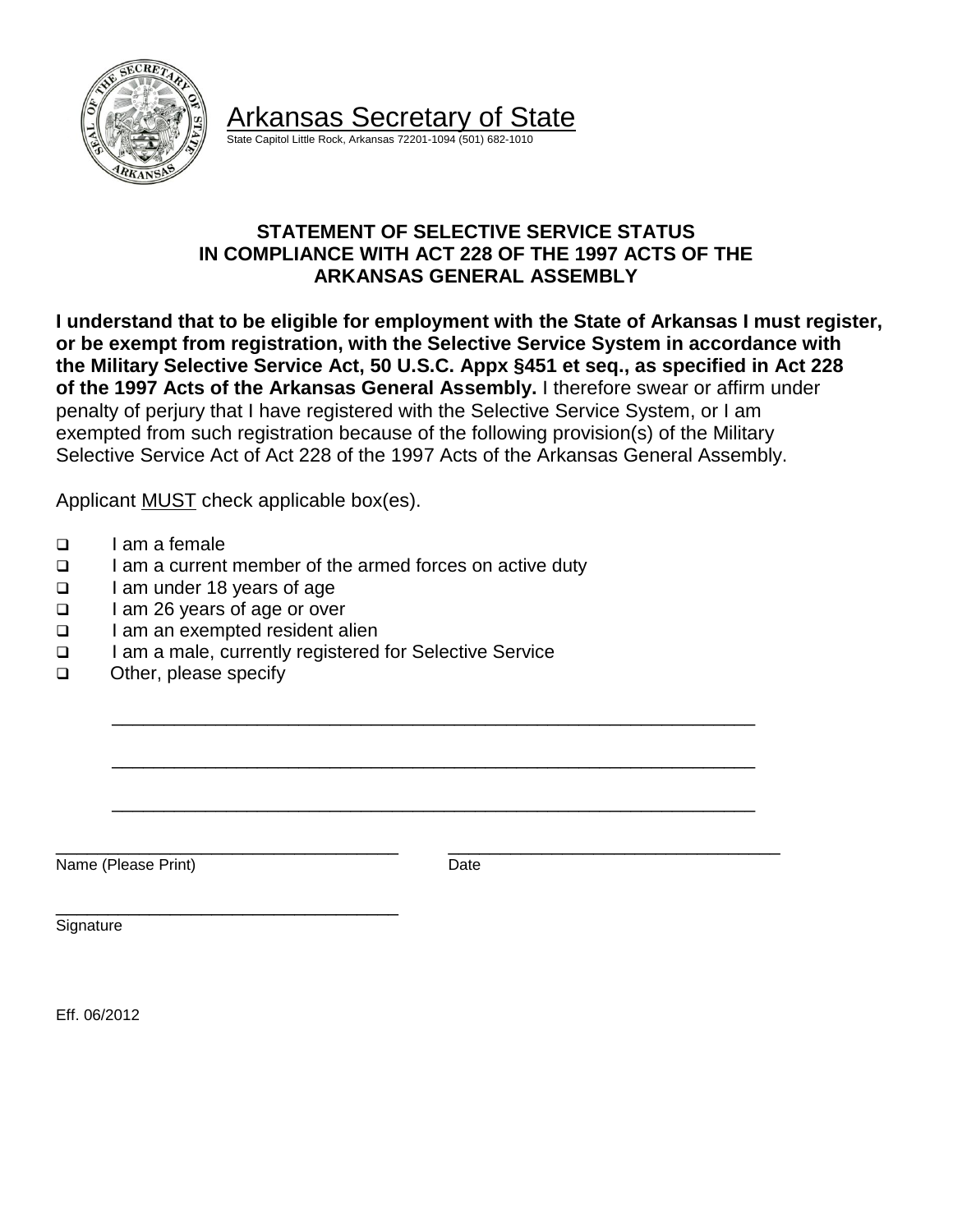Arkansas Secretary of State
State Capitol Little Rock, Arkansas 72201-1094 (501) 682-1010

## STATEMENT OF SELECTIVE SERVICE STATUS IN COMPLIANCE WITH ACT 228 OF THE 1997 ACTS OF THE ARKANSAS GENERAL ASSEMBLY

**I understand that to be eligible for employment with the State of Arkansas I must register, or be exempt from registration, with the Selective Service System in accordance with the Military Selective Service Act, 50 U.S.C. Appx §451 et seq., as specified in Act 228 of the 1997 Acts of the Arkansas General Assembly.** I therefore swear or affirm under penalty of perjury that I have registered with the Selective Service System, or I am exempted from such registration because of the following provision(s) of the Military Selective Service Act of Act 228 of the 1997 Acts of the Arkansas General Assembly.

Applicant MUST check applicable box(es).

- ☐ I am a female
- ☐ I am a current member of the armed forces on active duty
- ☐ I am under 18 years of age
- ☐ I am 26 years of age or over
- ☐ I am an exempted resident alien
- ☐ I am a male, currently registered for Selective Service
- ☐ Other, please specify

____________________________________________________________

____________________________________________________________

____________________________________________________________

____________________________________ ____________________________________
Name (Please Print) Date

____________________________________
Signature

Eff. 06/2012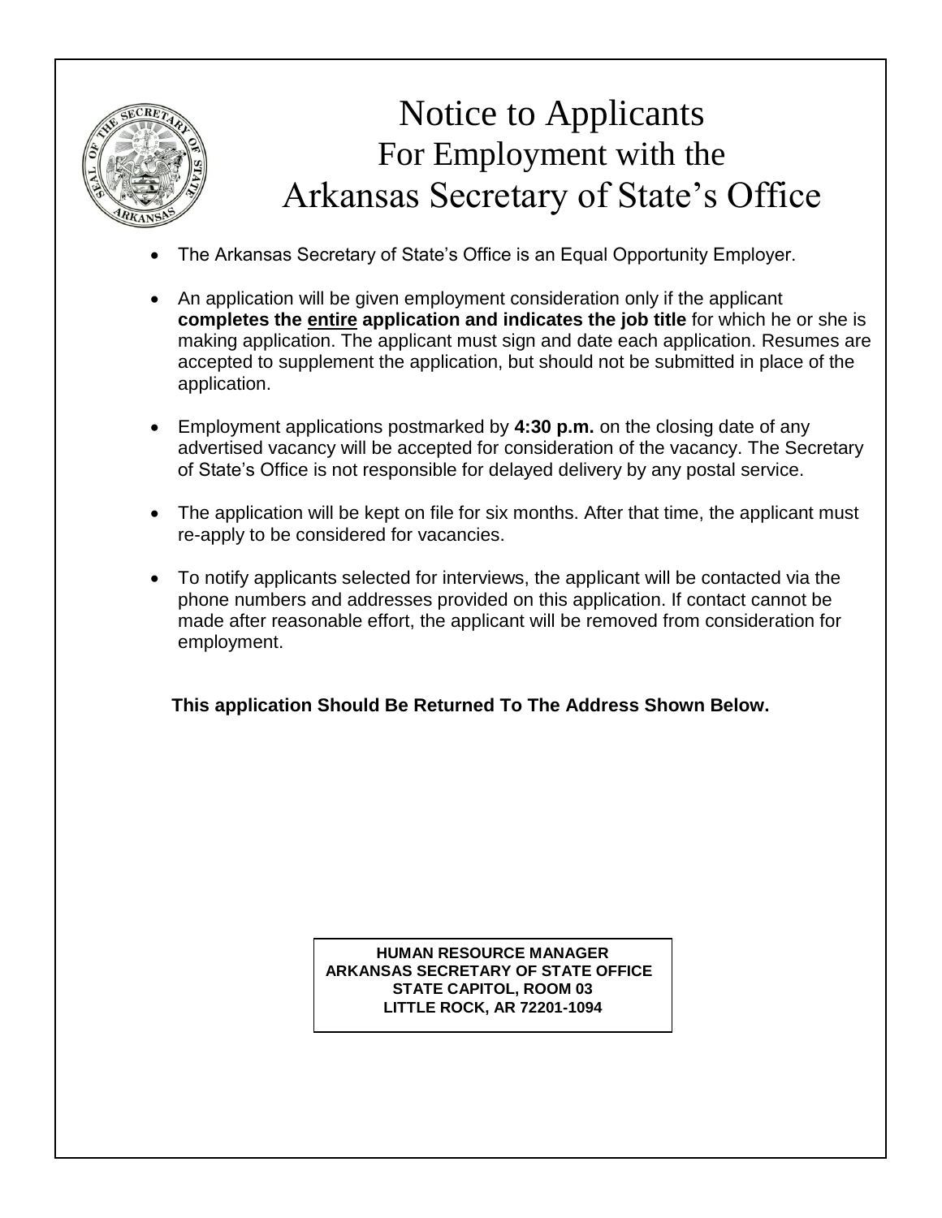# Notice to Applicants
## For Employment with the
## Arkansas Secretary of State's Office

- The Arkansas Secretary of State's Office is an Equal Opportunity Employer.
- An application will be given employment consideration only if the applicant **completes the entire application and indicates the job title** for which he or she is making application. The applicant must sign and date each application. Resumes are accepted to supplement the application, but should not be submitted in place of the application.
- Employment applications postmarked by **4:30 p.m.** on the closing date of any advertised vacancy will be accepted for consideration of the vacancy. The Secretary of State's Office is not responsible for delayed delivery by any postal service.
- The application will be kept on file for six months. After that time, the applicant must re-apply to be considered for vacancies.
- To notify applicants selected for interviews, the applicant will be contacted via the phone numbers and addresses provided on this application. If contact cannot be made after reasonable effort, the applicant will be removed from consideration for employment.

**This application Should Be Returned To The Address Shown Below.**

**HUMAN RESOURCE MANAGER**
**ARKANSAS SECRETARY OF STATE OFFICE**
**STATE CAPITOL, ROOM 03**
**LITTLE ROCK, AR 72201-1094**